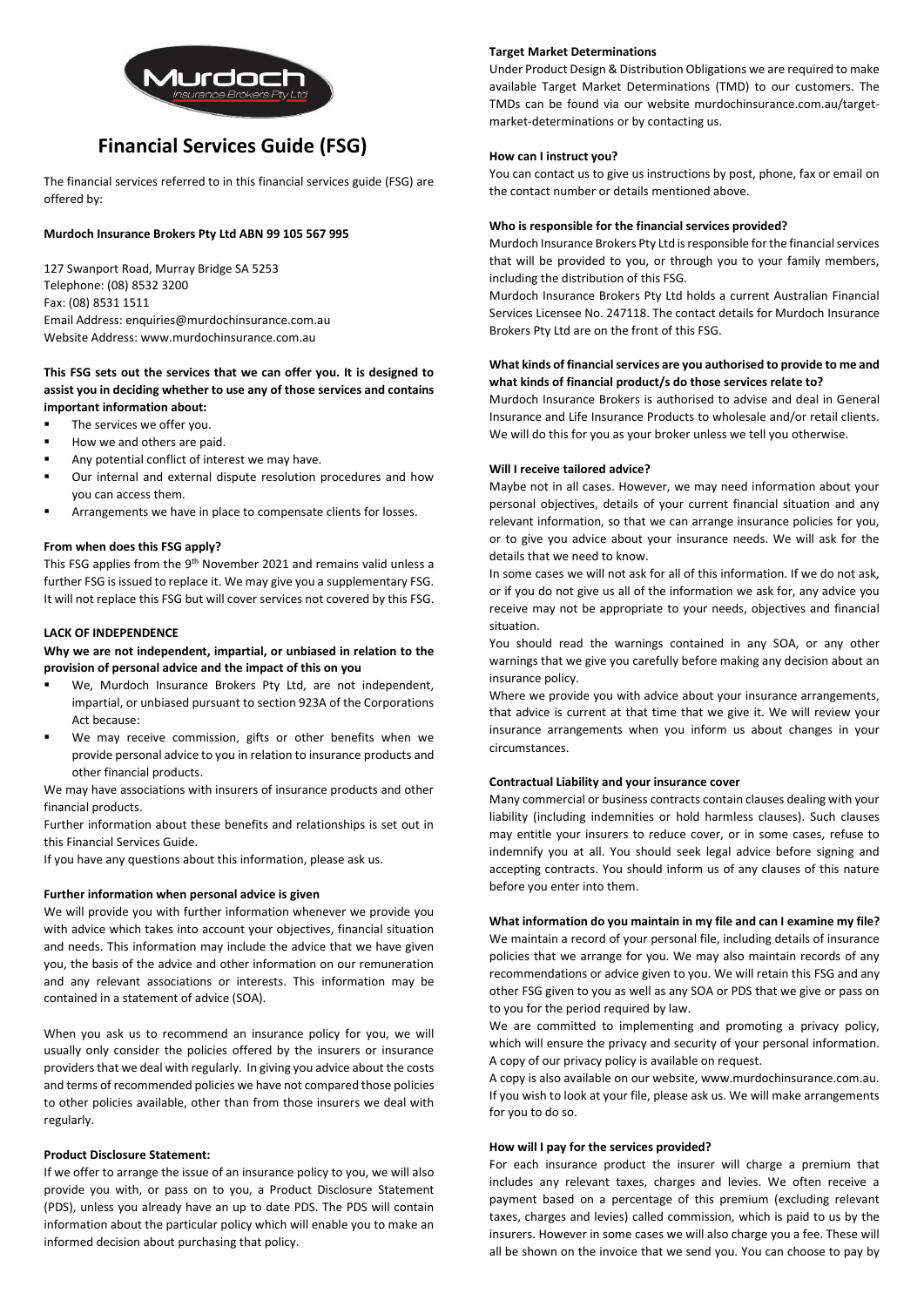# Financial Services Guide (FSG)

The financial services referred to in this financial services guide (FSG) are offered by:

**Murdoch Insurance Brokers Pty Ltd ABN 99 105 567 995**

127 Swanport Road, Murray Bridge SA 5253
Telephone: (08) 8532 3200
Fax: (08) 8531 1511
Email Address: enquiries@murdochinsurance.com.au
Website Address: www.murdochinsurance.com.au

**This FSG sets out the services that we can offer you. It is designed to assist you in deciding whether to use any of those services and contains important information about:**

- The services we offer you.
- How we and others are paid.
- Any potential conflict of interest we may have.
- Our internal and external dispute resolution procedures and how you can access them.
- Arrangements we have in place to compensate clients for losses.

**From when does this FSG apply?**

This FSG applies from the 9th November 2021 and remains valid unless a further FSG is issued to replace it. We may give you a supplementary FSG. It will not replace this FSG but will cover services not covered by this FSG.

**LACK OF INDEPENDENCE**

**Why we are not independent, impartial, or unbiased in relation to the provision of personal advice and the impact of this on you**

- We, Murdoch Insurance Brokers Pty Ltd, are not independent, impartial, or unbiased pursuant to section 923A of the Corporations Act because:
- We may receive commission, gifts or other benefits when we provide personal advice to you in relation to insurance products and other financial products.

We may have associations with insurers of insurance products and other financial products.

Further information about these benefits and relationships is set out in this Financial Services Guide.

If you have any questions about this information, please ask us.

**Further information when personal advice is given**

We will provide you with further information whenever we provide you with advice which takes into account your objectives, financial situation and needs. This information may include the advice that we have given you, the basis of the advice and other information on our remuneration and any relevant associations or interests. This information may be contained in a statement of advice (SOA).

When you ask us to recommend an insurance policy for you, we will usually only consider the policies offered by the insurers or insurance providers that we deal with regularly. In giving you advice about the costs and terms of recommended policies we have not compared those policies to other policies available, other than from those insurers we deal with regularly.

**Product Disclosure Statement:**

If we offer to arrange the issue of an insurance policy to you, we will also provide you with, or pass on to you, a Product Disclosure Statement (PDS), unless you already have an up to date PDS. The PDS will contain information about the particular policy which will enable you to make an informed decision about purchasing that policy.

**Target Market Determinations**

Under Product Design & Distribution Obligations we are required to make available Target Market Determinations (TMD) to our customers. The TMDs can be found via our website murdochinsurance.com.au/target-market-determinations or by contacting us.

**How can I instruct you?**

You can contact us to give us instructions by post, phone, fax or email on the contact number or details mentioned above.

**Who is responsible for the financial services provided?**

Murdoch Insurance Brokers Pty Ltd is responsible for the financial services that will be provided to you, or through you to your family members, including the distribution of this FSG.

Murdoch Insurance Brokers Pty Ltd holds a current Australian Financial Services Licensee No. 247118. The contact details for Murdoch Insurance Brokers Pty Ltd are on the front of this FSG.

**What kinds of financial services are you authorised to provide to me and what kinds of financial product/s do those services relate to?**

Murdoch Insurance Brokers is authorised to advise and deal in General Insurance and Life Insurance Products to wholesale and/or retail clients. We will do this for you as your broker unless we tell you otherwise.

**Will I receive tailored advice?**

Maybe not in all cases. However, we may need information about your personal objectives, details of your current financial situation and any relevant information, so that we can arrange insurance policies for you, or to give you advice about your insurance needs. We will ask for the details that we need to know.

In some cases we will not ask for all of this information. If we do not ask, or if you do not give us all of the information we ask for, any advice you receive may not be appropriate to your needs, objectives and financial situation.

You should read the warnings contained in any SOA, or any other warnings that we give you carefully before making any decision about an insurance policy.

Where we provide you with advice about your insurance arrangements, that advice is current at that time that we give it. We will review your insurance arrangements when you inform us about changes in your circumstances.

**Contractual Liability and your insurance cover**

Many commercial or business contracts contain clauses dealing with your liability (including indemnities or hold harmless clauses). Such clauses may entitle your insurers to reduce cover, or in some cases, refuse to indemnify you at all. You should seek legal advice before signing and accepting contracts. You should inform us of any clauses of this nature before you enter into them.

**What information do you maintain in my file and can I examine my file?**

We maintain a record of your personal file, including details of insurance policies that we arrange for you. We may also maintain records of any recommendations or advice given to you. We will retain this FSG and any other FSG given to you as well as any SOA or PDS that we give or pass on to you for the period required by law.

We are committed to implementing and promoting a privacy policy, which will ensure the privacy and security of your personal information. A copy of our privacy policy is available on request.

A copy is also available on our website, www.murdochinsurance.com.au. If you wish to look at your file, please ask us. We will make arrangements for you to do so.

**How will I pay for the services provided?**

For each insurance product the insurer will charge a premium that includes any relevant taxes, charges and levies. We often receive a payment based on a percentage of this premium (excluding relevant taxes, charges and levies) called commission, which is paid to us by the insurers. However in some cases we will also charge you a fee. These will all be shown on the invoice that we send you. You can choose to pay by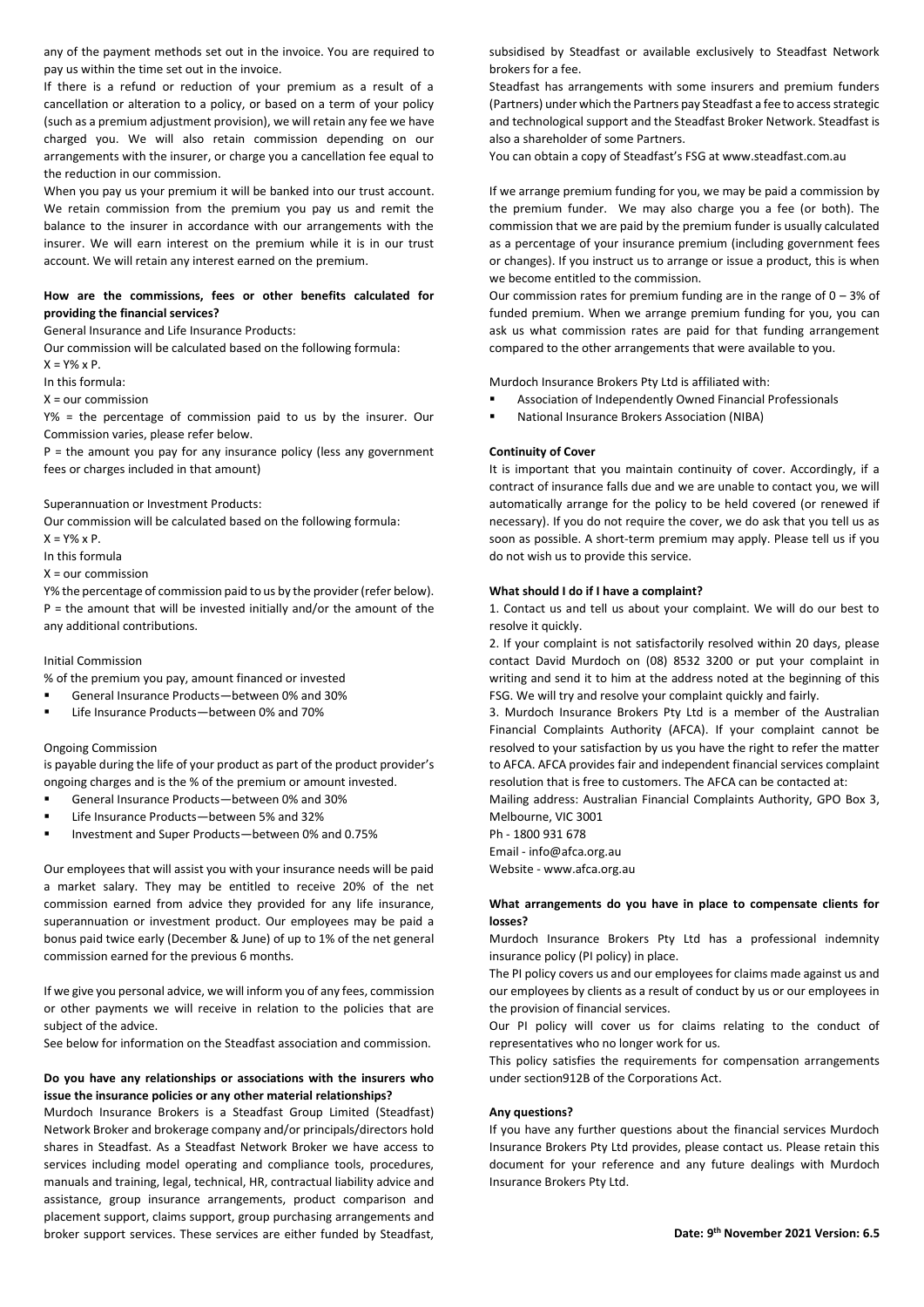any of the payment methods set out in the invoice. You are required to pay us within the time set out in the invoice.

If there is a refund or reduction of your premium as a result of a cancellation or alteration to a policy, or based on a term of your policy (such as a premium adjustment provision), we will retain any fee we have charged you. We will also retain commission depending on our arrangements with the insurer, or charge you a cancellation fee equal to the reduction in our commission.

When you pay us your premium it will be banked into our trust account. We retain commission from the premium you pay us and remit the balance to the insurer in accordance with our arrangements with the insurer. We will earn interest on the premium while it is in our trust account. We will retain any interest earned on the premium.

**How are the commissions, fees or other benefits calculated for providing the financial services?**

General Insurance and Life Insurance Products:

Our commission will be calculated based on the following formula:

X = Y% x P.

In this formula:

X = our commission

Y% = the percentage of commission paid to us by the insurer. Our Commission varies, please refer below.

P = the amount you pay for any insurance policy (less any government fees or charges included in that amount)

Superannuation or Investment Products:

Our commission will be calculated based on the following formula:

X = Y% x P.

In this formula

X = our commission

Y% the percentage of commission paid to us by the provider (refer below).

P = the amount that will be invested initially and/or the amount of the any additional contributions.

Initial Commission

% of the premium you pay, amount financed or invested

- General Insurance Products—between 0% and 30%
- Life Insurance Products—between 0% and 70%

Ongoing Commission

is payable during the life of your product as part of the product provider's ongoing charges and is the % of the premium or amount invested.

- General Insurance Products—between 0% and 30%
- Life Insurance Products—between 5% and 32%
- Investment and Super Products—between 0% and 0.75%

Our employees that will assist you with your insurance needs will be paid a market salary. They may be entitled to receive 20% of the net commission earned from advice they provided for any life insurance, superannuation or investment product. Our employees may be paid a bonus paid twice early (December & June) of up to 1% of the net general commission earned for the previous 6 months.

If we give you personal advice, we will inform you of any fees, commission or other payments we will receive in relation to the policies that are subject of the advice.

See below for information on the Steadfast association and commission.

**Do you have any relationships or associations with the insurers who issue the insurance policies or any other material relationships?**

Murdoch Insurance Brokers is a Steadfast Group Limited (Steadfast) Network Broker and brokerage company and/or principals/directors hold shares in Steadfast. As a Steadfast Network Broker we have access to services including model operating and compliance tools, procedures, manuals and training, legal, technical, HR, contractual liability advice and assistance, group insurance arrangements, product comparison and placement support, claims support, group purchasing arrangements and broker support services. These services are either funded by Steadfast, subsidised by Steadfast or available exclusively to Steadfast Network brokers for a fee.

Steadfast has arrangements with some insurers and premium funders (Partners) under which the Partners pay Steadfast a fee to access strategic and technological support and the Steadfast Broker Network. Steadfast is also a shareholder of some Partners.

You can obtain a copy of Steadfast's FSG at www.steadfast.com.au

If we arrange premium funding for you, we may be paid a commission by the premium funder. We may also charge you a fee (or both). The commission that we are paid by the premium funder is usually calculated as a percentage of your insurance premium (including government fees or changes). If you instruct us to arrange or issue a product, this is when we become entitled to the commission.

Our commission rates for premium funding are in the range of 0 – 3% of funded premium. When we arrange premium funding for you, you can ask us what commission rates are paid for that funding arrangement compared to the other arrangements that were available to you.

Murdoch Insurance Brokers Pty Ltd is affiliated with:

- Association of Independently Owned Financial Professionals
- National Insurance Brokers Association (NIBA)

**Continuity of Cover**

It is important that you maintain continuity of cover. Accordingly, if a contract of insurance falls due and we are unable to contact you, we will automatically arrange for the policy to be held covered (or renewed if necessary). If you do not require the cover, we do ask that you tell us as soon as possible. A short-term premium may apply. Please tell us if you do not wish us to provide this service.

**What should I do if I have a complaint?**

1. Contact us and tell us about your complaint. We will do our best to resolve it quickly.

2. If your complaint is not satisfactorily resolved within 20 days, please contact David Murdoch on (08) 8532 3200 or put your complaint in writing and send it to him at the address noted at the beginning of this FSG. We will try and resolve your complaint quickly and fairly.

3. Murdoch Insurance Brokers Pty Ltd is a member of the Australian Financial Complaints Authority (AFCA). If your complaint cannot be resolved to your satisfaction by us you have the right to refer the matter to AFCA. AFCA provides fair and independent financial services complaint resolution that is free to customers. The AFCA can be contacted at:

Mailing address: Australian Financial Complaints Authority, GPO Box 3, Melbourne, VIC 3001

Ph - 1800 931 678

Email - info@afca.org.au

Website - www.afca.org.au

**What arrangements do you have in place to compensate clients for losses?**

Murdoch Insurance Brokers Pty Ltd has a professional indemnity insurance policy (PI policy) in place.

The PI policy covers us and our employees for claims made against us and our employees by clients as a result of conduct by us or our employees in the provision of financial services.

Our PI policy will cover us for claims relating to the conduct of representatives who no longer work for us.

This policy satisfies the requirements for compensation arrangements under section912B of the Corporations Act.

**Any questions?**

If you have any further questions about the financial services Murdoch Insurance Brokers Pty Ltd provides, please contact us. Please retain this document for your reference and any future dealings with Murdoch Insurance Brokers Pty Ltd.

**Date: 9th November 2021 Version: 6.5**